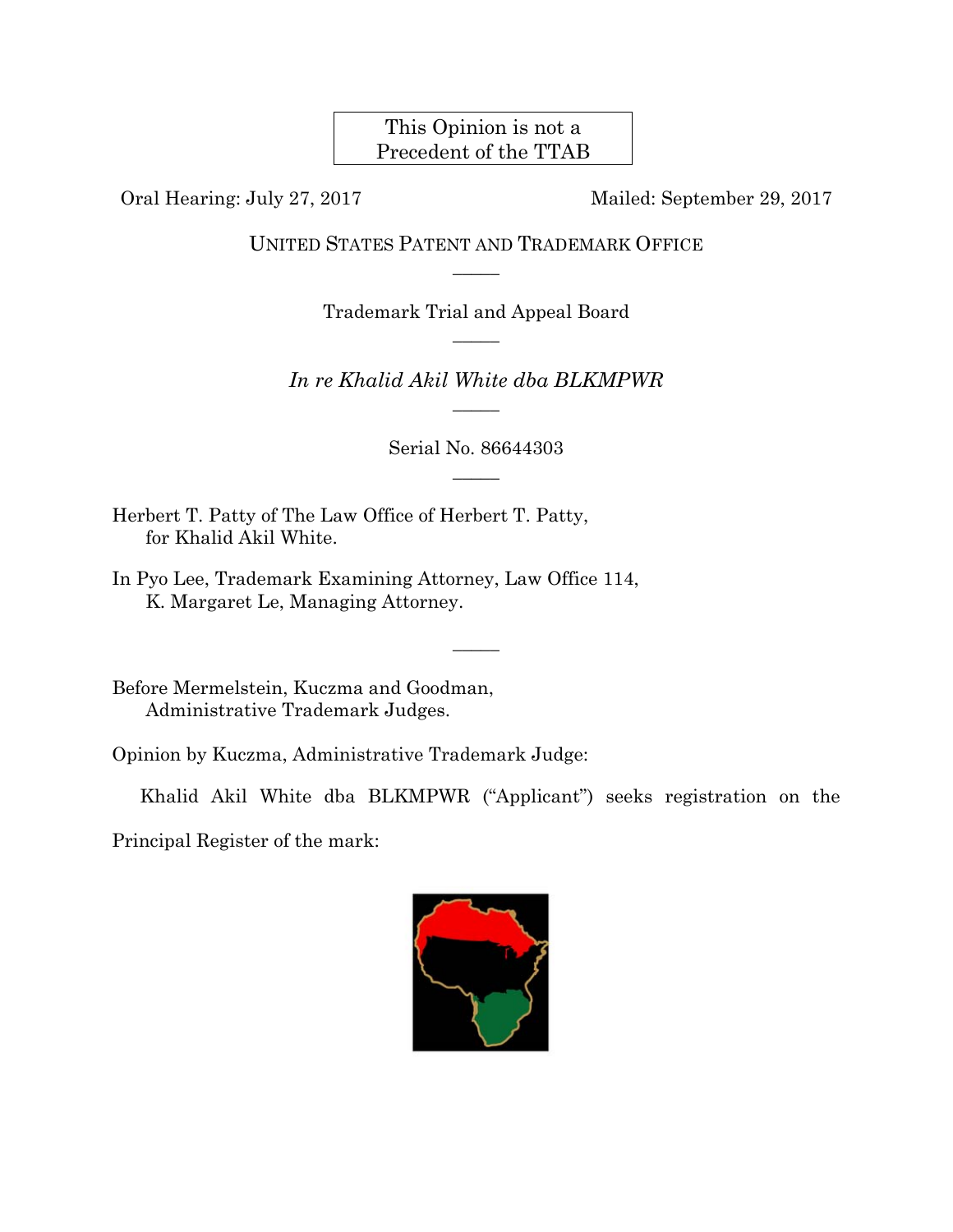This Opinion is not a Precedent of the TTAB

Oral Hearing: July 27, 2017 Mailed: September 29, 2017

UNITED STATES PATENT AND TRADEMARK OFFICE

Trademark Trial and Appeal Board

*In re Khalid Akil White dba BLKMPWR*

Serial No. 86644303

Herbert T. Patty of The Law Office of Herbert T. Patty,
for Khalid Akil White.

In Pyo Lee, Trademark Examining Attorney, Law Office 114,
K. Margaret Le, Managing Attorney.

Before Mermelstein, Kuczma and Goodman,
Administrative Trademark Judges.

Opinion by Kuczma, Administrative Trademark Judge:

Khalid Akil White dba BLKMPWR ("Applicant") seeks registration on the Principal Register of the mark: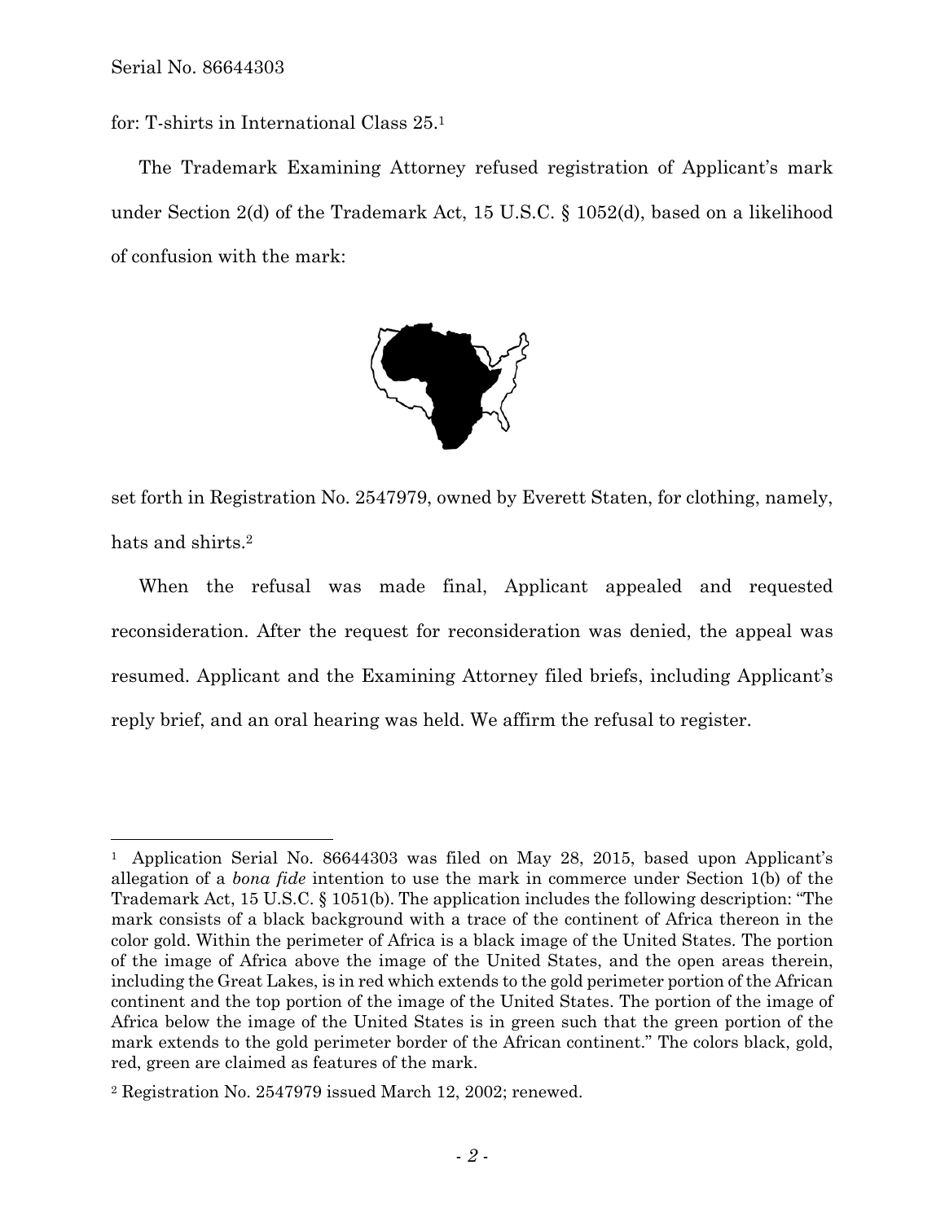for: T-shirts in International Class 25.[1]

The Trademark Examining Attorney refused registration of Applicant's mark under Section 2(d) of the Trademark Act, 15 U.S.C. § 1052(d), based on a likelihood of confusion with the mark:

set forth in Registration No. 2547979, owned by Everett Staten, for clothing, namely, hats and shirts.[2]

When the refusal was made final, Applicant appealed and requested reconsideration. After the request for reconsideration was denied, the appeal was resumed. Applicant and the Examining Attorney filed briefs, including Applicant's reply brief, and an oral hearing was held. We affirm the refusal to register.

---

[1] Application Serial No. 86644303 was filed on May 28, 2015, based upon Applicant's allegation of a *bona fide* intention to use the mark in commerce under Section 1(b) of the Trademark Act, 15 U.S.C. § 1051(b). The application includes the following description: "The mark consists of a black background with a trace of the continent of Africa thereon in the color gold. Within the perimeter of Africa is a black image of the United States. The portion of the image of Africa above the image of the United States, and the open areas therein, including the Great Lakes, is in red which extends to the gold perimeter portion of the African continent and the top portion of the image of the United States. The portion of the image of Africa below the image of the United States is in green such that the green portion of the mark extends to the gold perimeter border of the African continent." The colors black, gold, red, green are claimed as features of the mark.

[2] Registration No. 2547979 issued March 12, 2002; renewed.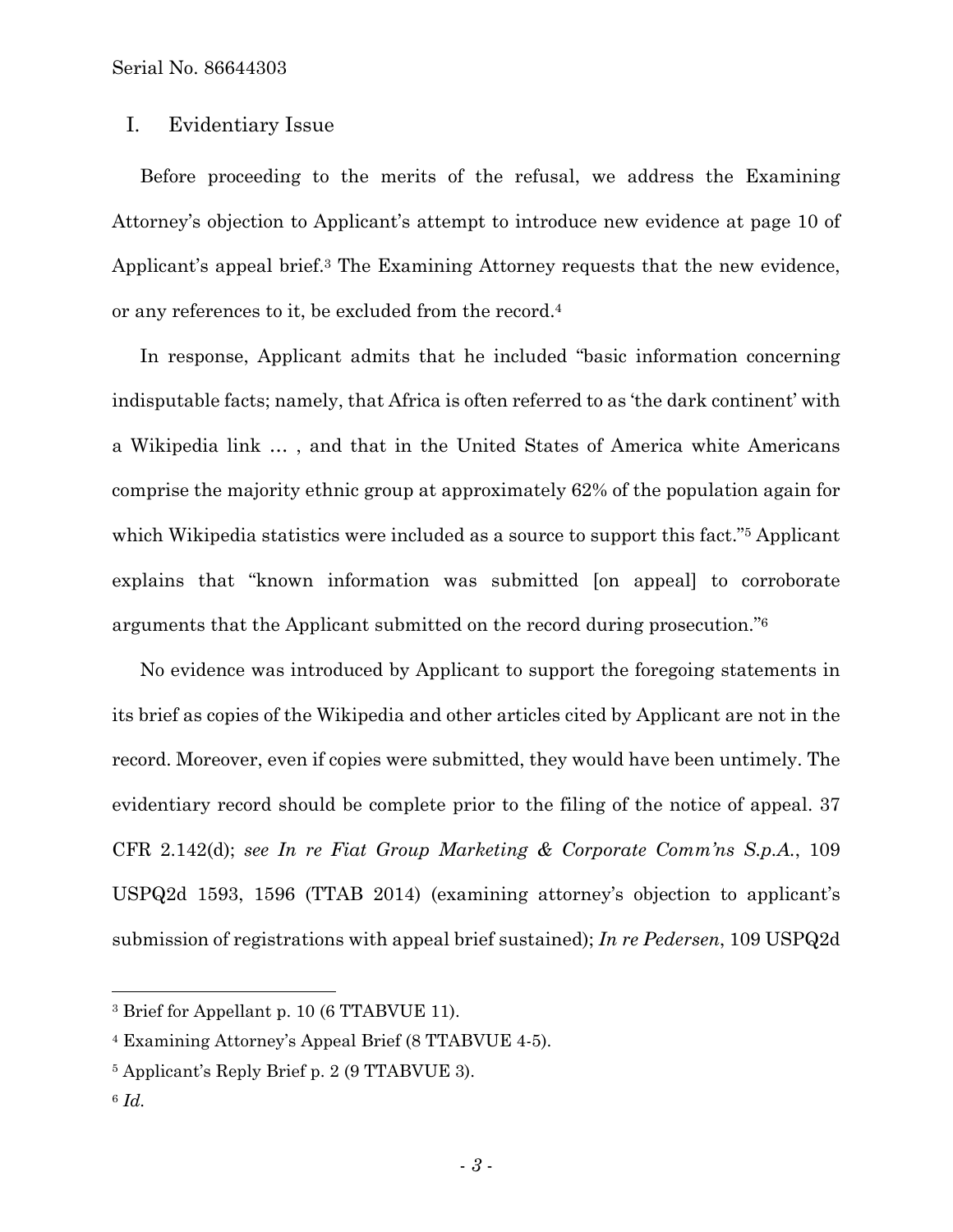## I. Evidentiary Issue

Before proceeding to the merits of the refusal, we address the Examining Attorney's objection to Applicant's attempt to introduce new evidence at page 10 of Applicant's appeal brief.[3] The Examining Attorney requests that the new evidence, or any references to it, be excluded from the record.[4]

In response, Applicant admits that he included "basic information concerning indisputable facts; namely, that Africa is often referred to as 'the dark continent' with a Wikipedia link … , and that in the United States of America white Americans comprise the majority ethnic group at approximately 62% of the population again for which Wikipedia statistics were included as a source to support this fact."[5] Applicant explains that "known information was submitted [on appeal] to corroborate arguments that the Applicant submitted on the record during prosecution."[6]

No evidence was introduced by Applicant to support the foregoing statements in its brief as copies of the Wikipedia and other articles cited by Applicant are not in the record. Moreover, even if copies were submitted, they would have been untimely. The evidentiary record should be complete prior to the filing of the notice of appeal. 37 CFR 2.142(d); *see In re Fiat Group Marketing & Corporate Comm'ns S.p.A.*, 109 USPQ2d 1593, 1596 (TTAB 2014) (examining attorney's objection to applicant's submission of registrations with appeal brief sustained); *In re Pedersen*, 109 USPQ2d

---

[3] Brief for Appellant p. 10 (6 TTABVUE 11).

[4] Examining Attorney's Appeal Brief (8 TTABVUE 4-5).

[5] Applicant's Reply Brief p. 2 (9 TTABVUE 3).

[6] *Id.*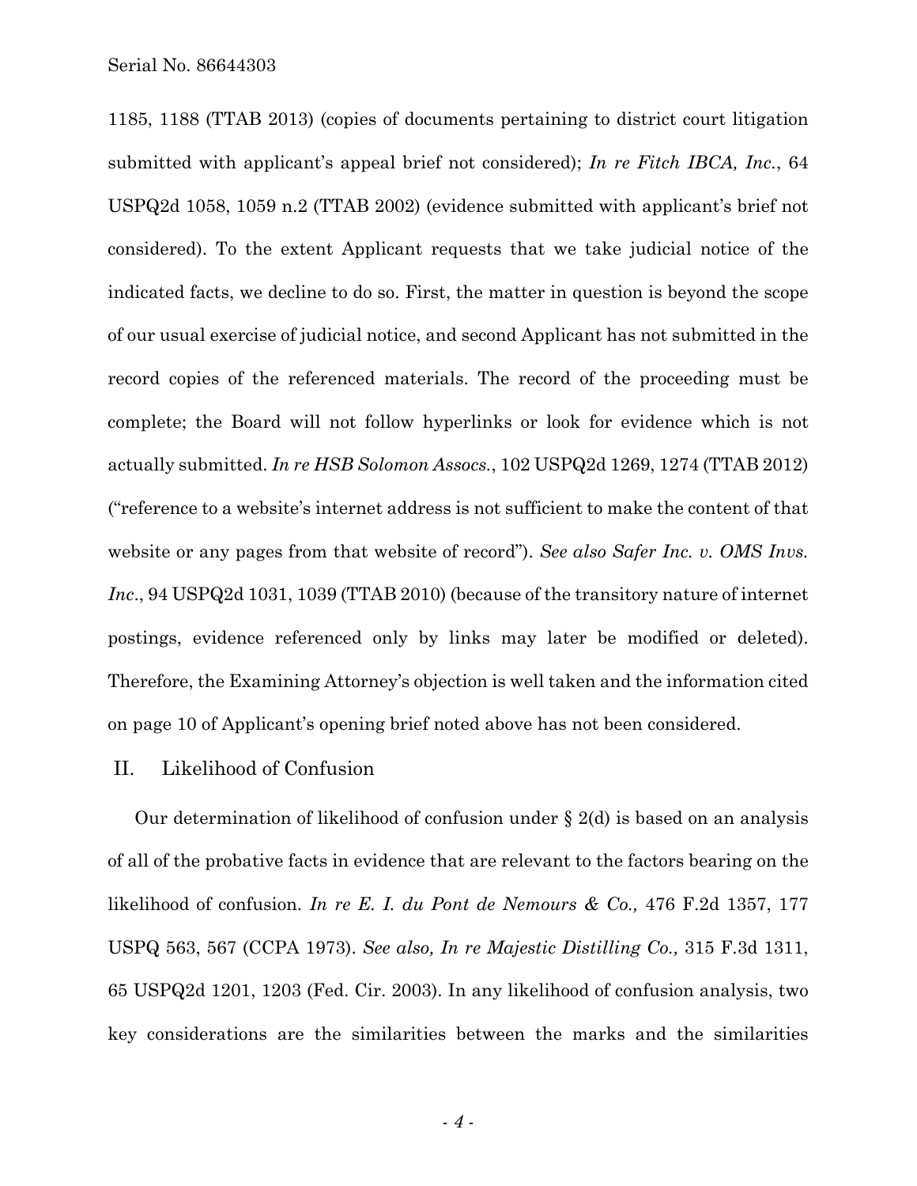1185, 1188 (TTAB 2013) (copies of documents pertaining to district court litigation submitted with applicant's appeal brief not considered); *In re Fitch IBCA, Inc.*, 64 USPQ2d 1058, 1059 n.2 (TTAB 2002) (evidence submitted with applicant's brief not considered). To the extent Applicant requests that we take judicial notice of the indicated facts, we decline to do so. First, the matter in question is beyond the scope of our usual exercise of judicial notice, and second Applicant has not submitted in the record copies of the referenced materials. The record of the proceeding must be complete; the Board will not follow hyperlinks or look for evidence which is not actually submitted. *In re HSB Solomon Assocs.*, 102 USPQ2d 1269, 1274 (TTAB 2012) ("reference to a website's internet address is not sufficient to make the content of that website or any pages from that website of record"). *See also Safer Inc. v. OMS Invs. Inc.*, 94 USPQ2d 1031, 1039 (TTAB 2010) (because of the transitory nature of internet postings, evidence referenced only by links may later be modified or deleted). Therefore, the Examining Attorney's objection is well taken and the information cited on page 10 of Applicant's opening brief noted above has not been considered.

## II. Likelihood of Confusion

Our determination of likelihood of confusion under § 2(d) is based on an analysis of all of the probative facts in evidence that are relevant to the factors bearing on the likelihood of confusion. *In re E. I. du Pont de Nemours & Co.,* 476 F.2d 1357, 177 USPQ 563, 567 (CCPA 1973). *See also, In re Majestic Distilling Co.,* 315 F.3d 1311, 65 USPQ2d 1201, 1203 (Fed. Cir. 2003). In any likelihood of confusion analysis, two key considerations are the similarities between the marks and the similarities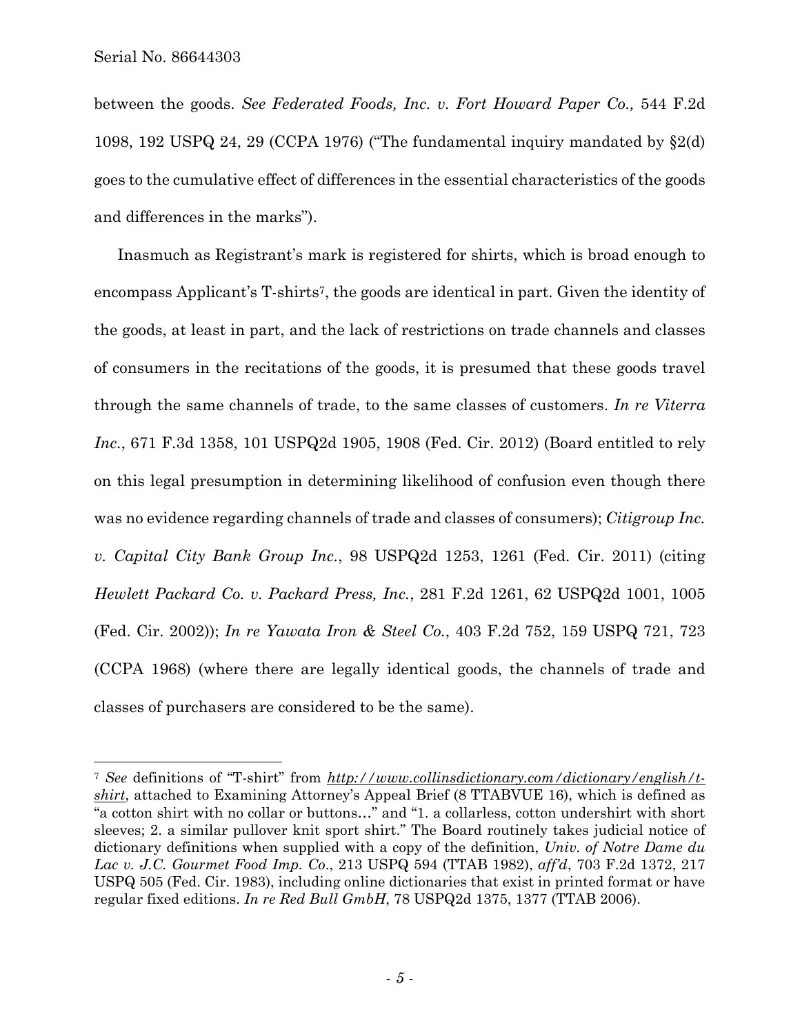between the goods. *See Federated Foods, Inc. v. Fort Howard Paper Co.,* 544 F.2d 1098, 192 USPQ 24, 29 (CCPA 1976) ("The fundamental inquiry mandated by §2(d) goes to the cumulative effect of differences in the essential characteristics of the goods and differences in the marks").

Inasmuch as Registrant's mark is registered for shirts, which is broad enough to encompass Applicant's T-shirts[7], the goods are identical in part. Given the identity of the goods, at least in part, and the lack of restrictions on trade channels and classes of consumers in the recitations of the goods, it is presumed that these goods travel through the same channels of trade, to the same classes of customers. *In re Viterra Inc.*, 671 F.3d 1358, 101 USPQ2d 1905, 1908 (Fed. Cir. 2012) (Board entitled to rely on this legal presumption in determining likelihood of confusion even though there was no evidence regarding channels of trade and classes of consumers); *Citigroup Inc. v. Capital City Bank Group Inc.*, 98 USPQ2d 1253, 1261 (Fed. Cir. 2011) (citing *Hewlett Packard Co. v. Packard Press, Inc.*, 281 F.2d 1261, 62 USPQ2d 1001, 1005 (Fed. Cir. 2002)); *In re Yawata Iron & Steel Co.*, 403 F.2d 752, 159 USPQ 721, 723 (CCPA 1968) (where there are legally identical goods, the channels of trade and classes of purchasers are considered to be the same).

---

[7] *See* definitions of "T-shirt" from *http://www.collinsdictionary.com/dictionary/english/t-shirt*, attached to Examining Attorney's Appeal Brief (8 TTABVUE 16), which is defined as "a cotton shirt with no collar or buttons…" and "1. a collarless, cotton undershirt with short sleeves; 2. a similar pullover knit sport shirt." The Board routinely takes judicial notice of dictionary definitions when supplied with a copy of the definition, *Univ. of Notre Dame du Lac v. J.C. Gourmet Food Imp. Co.*, 213 USPQ 594 (TTAB 1982), *aff'd*, 703 F.2d 1372, 217 USPQ 505 (Fed. Cir. 1983), including online dictionaries that exist in printed format or have regular fixed editions. *In re Red Bull GmbH*, 78 USPQ2d 1375, 1377 (TTAB 2006).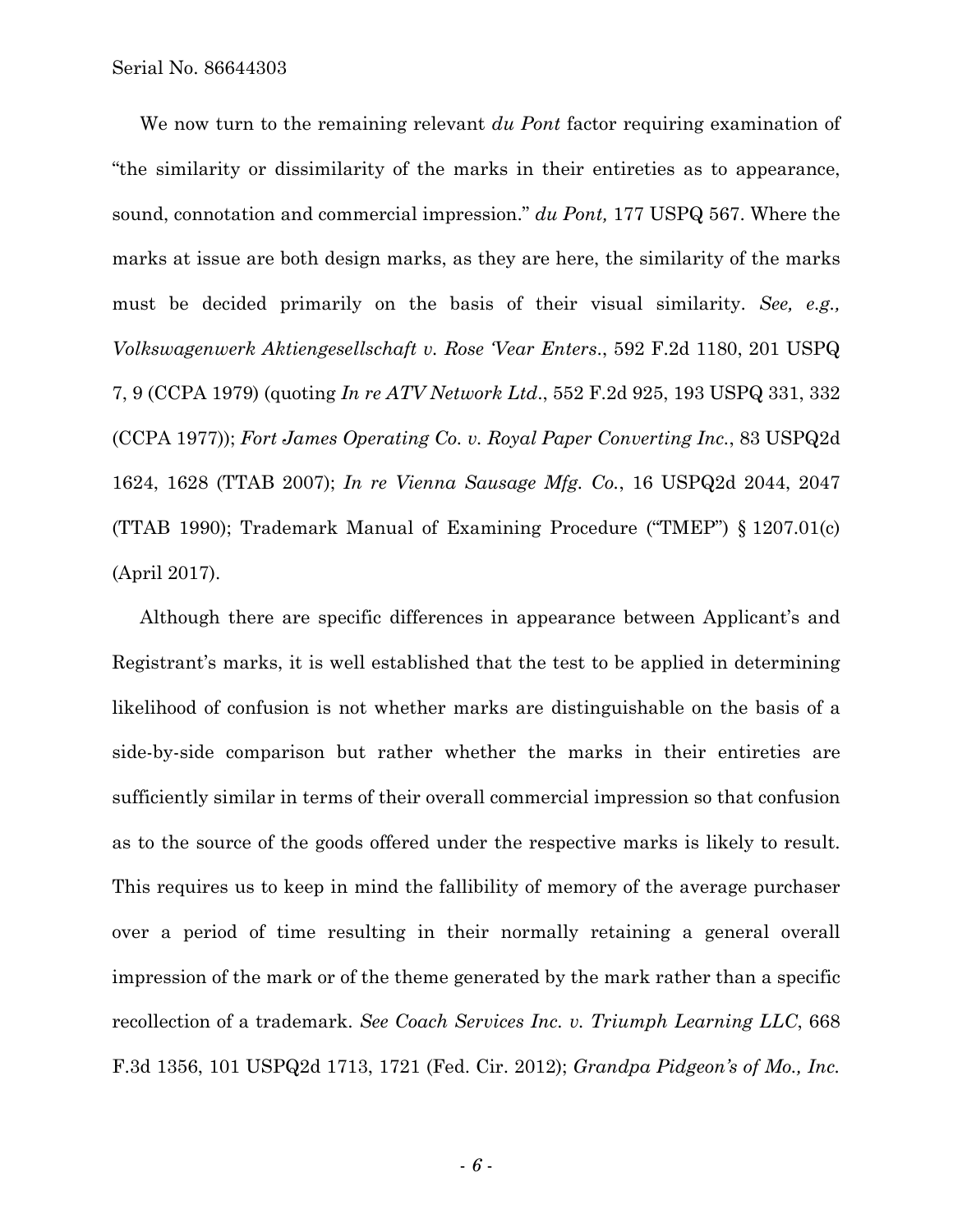We now turn to the remaining relevant *du Pont* factor requiring examination of "the similarity or dissimilarity of the marks in their entireties as to appearance, sound, connotation and commercial impression." *du Pont,* 177 USPQ 567. Where the marks at issue are both design marks, as they are here, the similarity of the marks must be decided primarily on the basis of their visual similarity. *See, e.g., Volkswagenwerk Aktiengesellschaft v. Rose 'Vear Enters*., 592 F.2d 1180, 201 USPQ 7, 9 (CCPA 1979) (quoting *In re ATV Network Ltd*., 552 F.2d 925, 193 USPQ 331, 332 (CCPA 1977)); *Fort James Operating Co. v. Royal Paper Converting Inc.*, 83 USPQ2d 1624, 1628 (TTAB 2007); *In re Vienna Sausage Mfg. Co.*, 16 USPQ2d 2044, 2047 (TTAB 1990); Trademark Manual of Examining Procedure ("TMEP") § 1207.01(c) (April 2017).

Although there are specific differences in appearance between Applicant's and Registrant's marks, it is well established that the test to be applied in determining likelihood of confusion is not whether marks are distinguishable on the basis of a side-by-side comparison but rather whether the marks in their entireties are sufficiently similar in terms of their overall commercial impression so that confusion as to the source of the goods offered under the respective marks is likely to result. This requires us to keep in mind the fallibility of memory of the average purchaser over a period of time resulting in their normally retaining a general overall impression of the mark or of the theme generated by the mark rather than a specific recollection of a trademark. *See Coach Services Inc. v. Triumph Learning LLC*, 668 F.3d 1356, 101 USPQ2d 1713, 1721 (Fed. Cir. 2012); *Grandpa Pidgeon's of Mo., Inc.*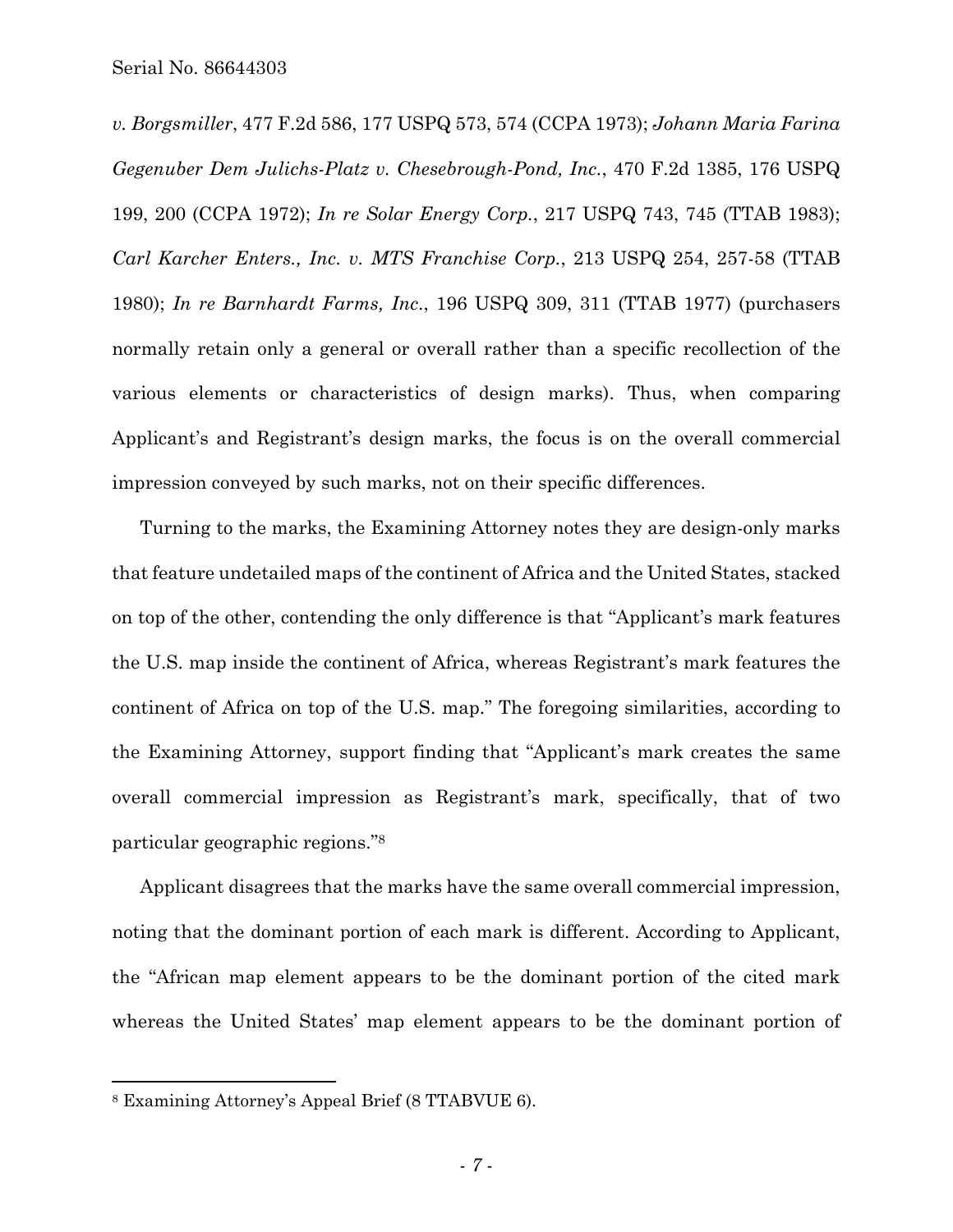*v. Borgsmiller*, 477 F.2d 586, 177 USPQ 573, 574 (CCPA 1973); *Johann Maria Farina Gegenuber Dem Julichs-Platz v. Chesebrough-Pond, Inc.*, 470 F.2d 1385, 176 USPQ 199, 200 (CCPA 1972); *In re Solar Energy Corp.*, 217 USPQ 743, 745 (TTAB 1983); *Carl Karcher Enters., Inc. v. MTS Franchise Corp.*, 213 USPQ 254, 257-58 (TTAB 1980); *In re Barnhardt Farms, Inc.*, 196 USPQ 309, 311 (TTAB 1977) (purchasers normally retain only a general or overall rather than a specific recollection of the various elements or characteristics of design marks). Thus, when comparing Applicant's and Registrant's design marks, the focus is on the overall commercial impression conveyed by such marks, not on their specific differences.

Turning to the marks, the Examining Attorney notes they are design-only marks that feature undetailed maps of the continent of Africa and the United States, stacked on top of the other, contending the only difference is that "Applicant's mark features the U.S. map inside the continent of Africa, whereas Registrant's mark features the continent of Africa on top of the U.S. map." The foregoing similarities, according to the Examining Attorney, support finding that "Applicant's mark creates the same overall commercial impression as Registrant's mark, specifically, that of two particular geographic regions."[8]

Applicant disagrees that the marks have the same overall commercial impression, noting that the dominant portion of each mark is different. According to Applicant, the "African map element appears to be the dominant portion of the cited mark whereas the United States' map element appears to be the dominant portion of

---

[8] Examining Attorney's Appeal Brief (8 TTABVUE 6).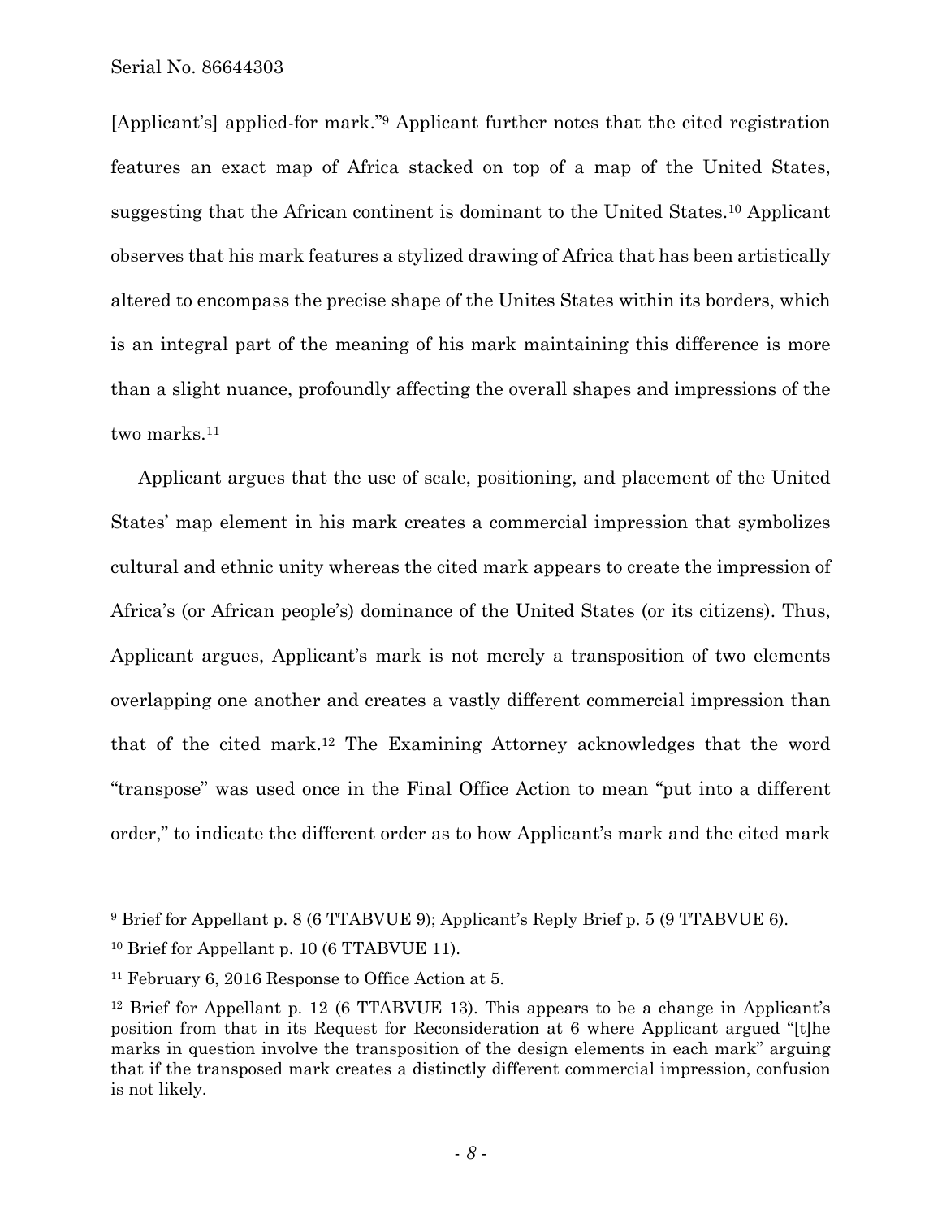[Applicant's] applied-for mark."[9] Applicant further notes that the cited registration features an exact map of Africa stacked on top of a map of the United States, suggesting that the African continent is dominant to the United States.[10] Applicant observes that his mark features a stylized drawing of Africa that has been artistically altered to encompass the precise shape of the Unites States within its borders, which is an integral part of the meaning of his mark maintaining this difference is more than a slight nuance, profoundly affecting the overall shapes and impressions of the two marks.[11]

Applicant argues that the use of scale, positioning, and placement of the United States' map element in his mark creates a commercial impression that symbolizes cultural and ethnic unity whereas the cited mark appears to create the impression of Africa's (or African people's) dominance of the United States (or its citizens). Thus, Applicant argues, Applicant's mark is not merely a transposition of two elements overlapping one another and creates a vastly different commercial impression than that of the cited mark.[12] The Examining Attorney acknowledges that the word "transpose" was used once in the Final Office Action to mean "put into a different order," to indicate the different order as to how Applicant's mark and the cited mark

---

[9] Brief for Appellant p. 8 (6 TTABVUE 9); Applicant's Reply Brief p. 5 (9 TTABVUE 6).

[10] Brief for Appellant p. 10 (6 TTABVUE 11).

[11] February 6, 2016 Response to Office Action at 5.

[12] Brief for Appellant p. 12 (6 TTABVUE 13). This appears to be a change in Applicant's position from that in its Request for Reconsideration at 6 where Applicant argued "[t]he marks in question involve the transposition of the design elements in each mark" arguing that if the transposed mark creates a distinctly different commercial impression, confusion is not likely.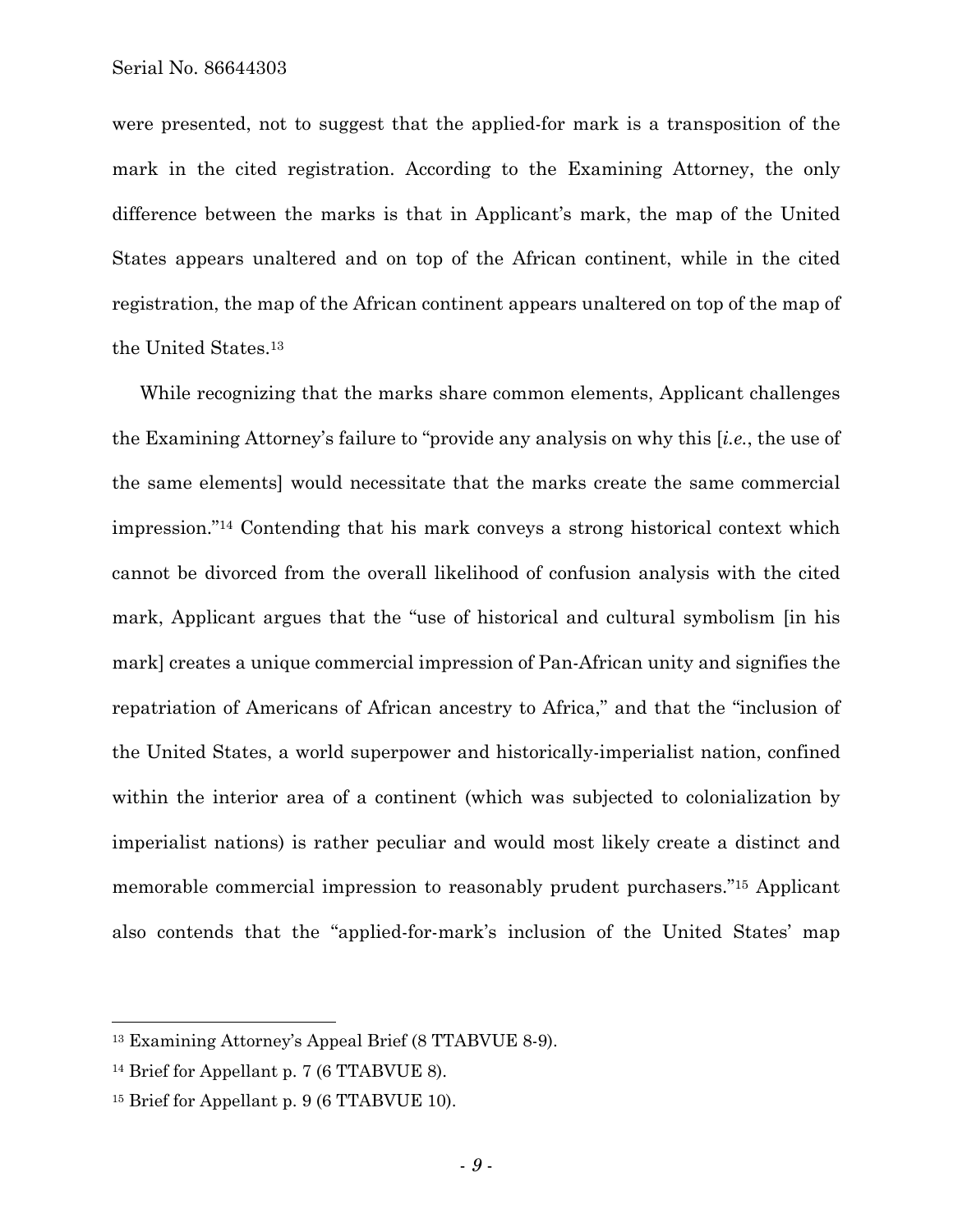were presented, not to suggest that the applied-for mark is a transposition of the mark in the cited registration. According to the Examining Attorney, the only difference between the marks is that in Applicant's mark, the map of the United States appears unaltered and on top of the African continent, while in the cited registration, the map of the African continent appears unaltered on top of the map of the United States.[13]

While recognizing that the marks share common elements, Applicant challenges the Examining Attorney's failure to "provide any analysis on why this [*i.e.*, the use of the same elements] would necessitate that the marks create the same commercial impression."[14] Contending that his mark conveys a strong historical context which cannot be divorced from the overall likelihood of confusion analysis with the cited mark, Applicant argues that the "use of historical and cultural symbolism [in his mark] creates a unique commercial impression of Pan-African unity and signifies the repatriation of Americans of African ancestry to Africa," and that the "inclusion of the United States, a world superpower and historically-imperialist nation, confined within the interior area of a continent (which was subjected to colonialization by imperialist nations) is rather peculiar and would most likely create a distinct and memorable commercial impression to reasonably prudent purchasers."[15] Applicant also contends that the "applied-for-mark's inclusion of the United States' map

---

[13] Examining Attorney's Appeal Brief (8 TTABVUE 8-9).

[14] Brief for Appellant p. 7 (6 TTABVUE 8).

[15] Brief for Appellant p. 9 (6 TTABVUE 10).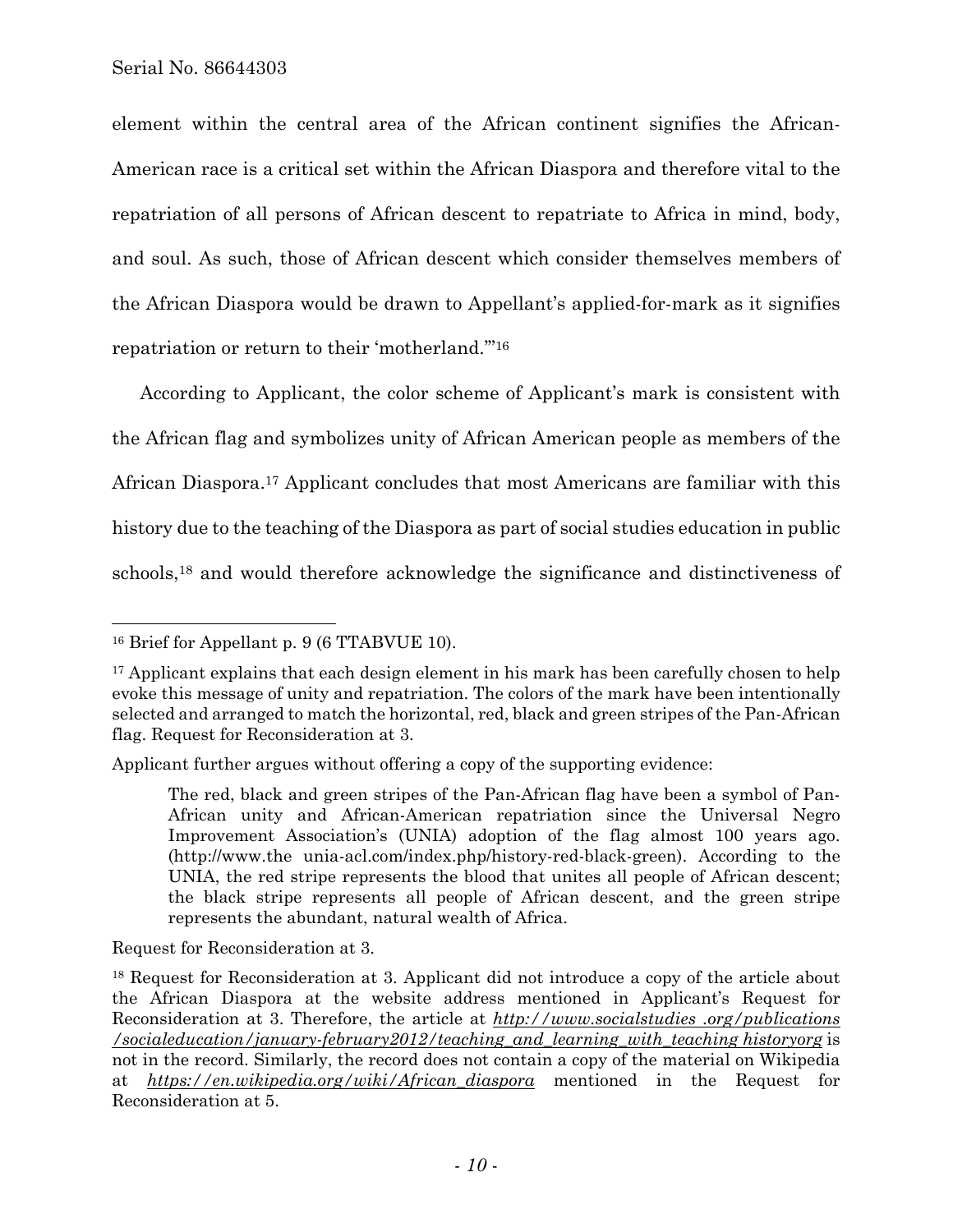element within the central area of the African continent signifies the African-American race is a critical set within the African Diaspora and therefore vital to the repatriation of all persons of African descent to repatriate to Africa in mind, body, and soul. As such, those of African descent which consider themselves members of the African Diaspora would be drawn to Appellant's applied-for-mark as it signifies repatriation or return to their 'motherland.'"[16]

According to Applicant, the color scheme of Applicant's mark is consistent with the African flag and symbolizes unity of African American people as members of the African Diaspora.[17] Applicant concludes that most Americans are familiar with this history due to the teaching of the Diaspora as part of social studies education in public schools,[18] and would therefore acknowledge the significance and distinctiveness of

---

[16] Brief for Appellant p. 9 (6 TTABVUE 10).

[17] Applicant explains that each design element in his mark has been carefully chosen to help evoke this message of unity and repatriation. The colors of the mark have been intentionally selected and arranged to match the horizontal, red, black and green stripes of the Pan-African flag. Request for Reconsideration at 3.

Applicant further argues without offering a copy of the supporting evidence:

> The red, black and green stripes of the Pan-African flag have been a symbol of Pan-African unity and African-American repatriation since the Universal Negro Improvement Association's (UNIA) adoption of the flag almost 100 years ago. (http://www.the unia-acl.com/index.php/history-red-black-green). According to the UNIA, the red stripe represents the blood that unites all people of African descent; the black stripe represents all people of African descent, and the green stripe represents the abundant, natural wealth of Africa.

Request for Reconsideration at 3.

[18] Request for Reconsideration at 3. Applicant did not introduce a copy of the article about the African Diaspora at the website address mentioned in Applicant's Request for Reconsideration at 3. Therefore, the article at *http://www.socialstudies .org/publications /socialeducation/january-february2012/teaching_and_learning_with_teaching historyorg* is not in the record. Similarly, the record does not contain a copy of the material on Wikipedia at *https://en.wikipedia.org/wiki/African_diaspora* mentioned in the Request for Reconsideration at 5.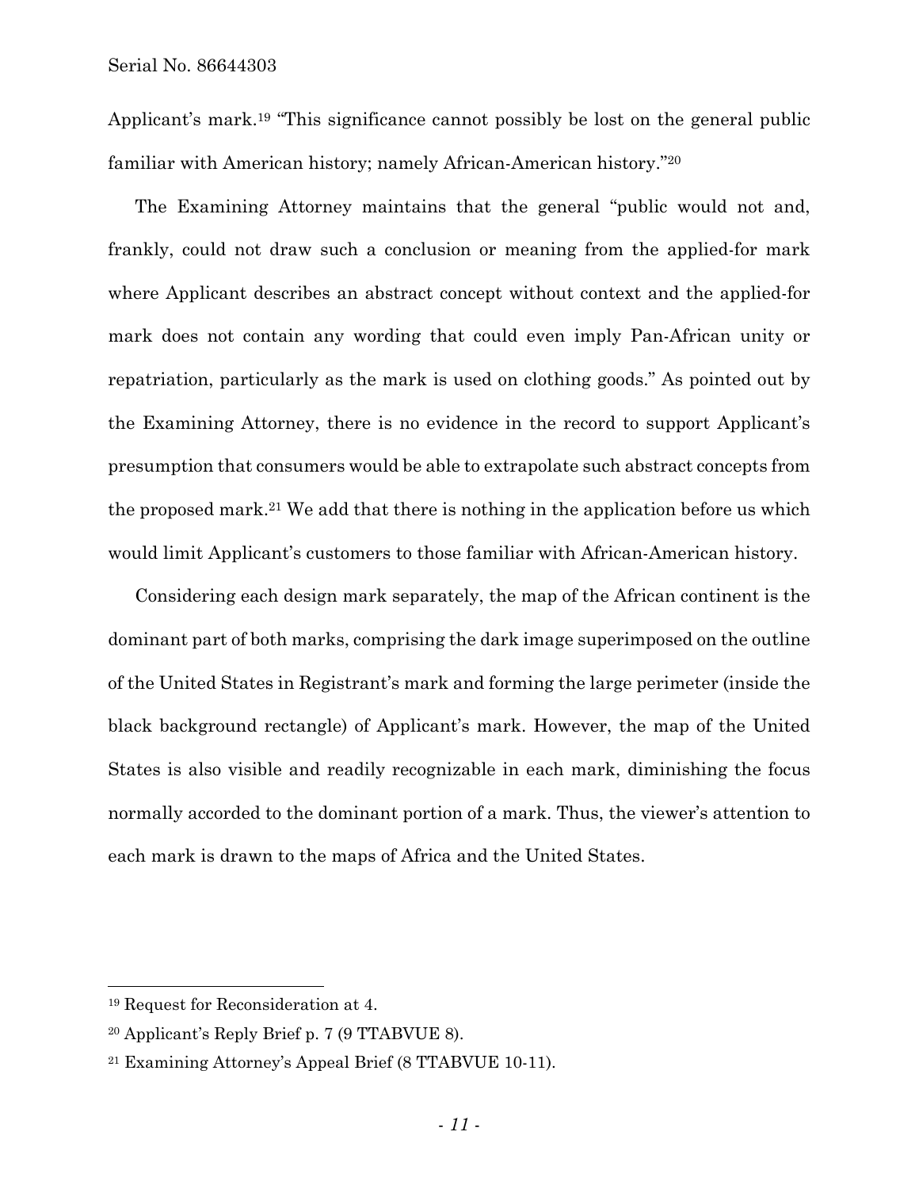Applicant's mark.[19] "This significance cannot possibly be lost on the general public familiar with American history; namely African-American history."[20]

The Examining Attorney maintains that the general "public would not and, frankly, could not draw such a conclusion or meaning from the applied-for mark where Applicant describes an abstract concept without context and the applied-for mark does not contain any wording that could even imply Pan-African unity or repatriation, particularly as the mark is used on clothing goods." As pointed out by the Examining Attorney, there is no evidence in the record to support Applicant's presumption that consumers would be able to extrapolate such abstract concepts from the proposed mark.[21] We add that there is nothing in the application before us which would limit Applicant's customers to those familiar with African-American history.

Considering each design mark separately, the map of the African continent is the dominant part of both marks, comprising the dark image superimposed on the outline of the United States in Registrant's mark and forming the large perimeter (inside the black background rectangle) of Applicant's mark. However, the map of the United States is also visible and readily recognizable in each mark, diminishing the focus normally accorded to the dominant portion of a mark. Thus, the viewer's attention to each mark is drawn to the maps of Africa and the United States.

---

[19] Request for Reconsideration at 4.

[20] Applicant's Reply Brief p. 7 (9 TTABVUE 8).

[21] Examining Attorney's Appeal Brief (8 TTABVUE 10-11).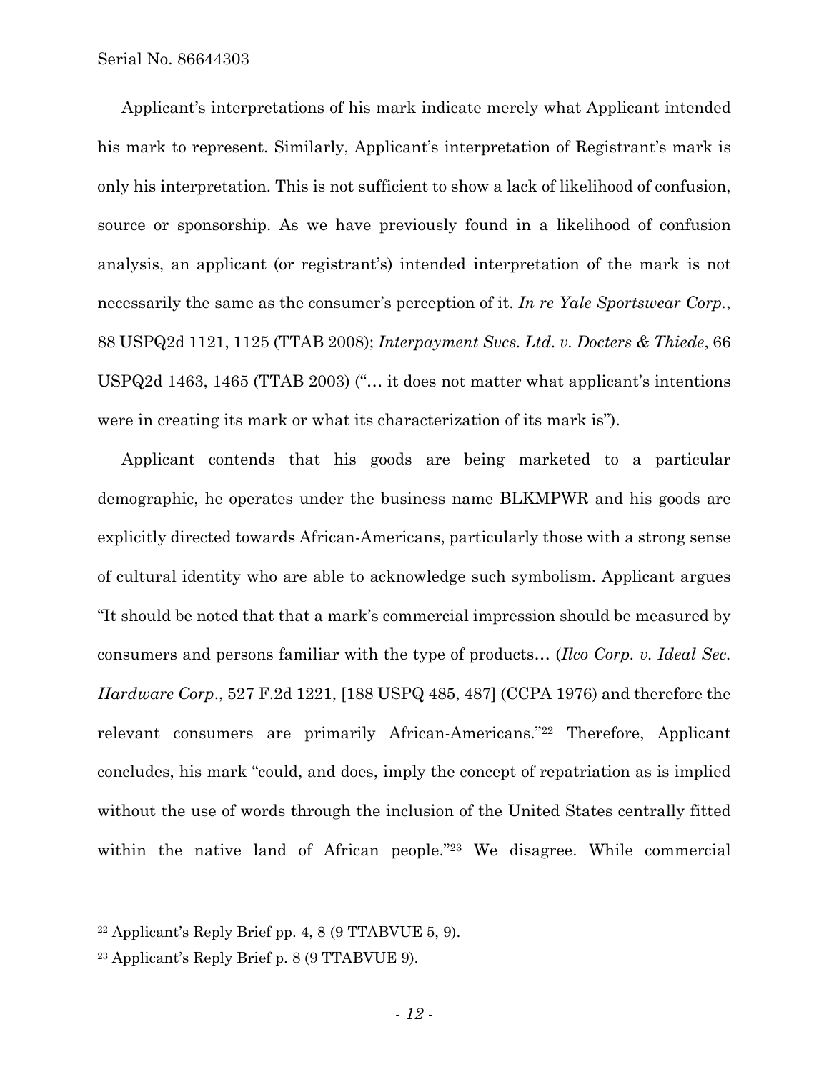Applicant's interpretations of his mark indicate merely what Applicant intended his mark to represent. Similarly, Applicant's interpretation of Registrant's mark is only his interpretation. This is not sufficient to show a lack of likelihood of confusion, source or sponsorship. As we have previously found in a likelihood of confusion analysis, an applicant (or registrant's) intended interpretation of the mark is not necessarily the same as the consumer's perception of it. *In re Yale Sportswear Corp.*, 88 USPQ2d 1121, 1125 (TTAB 2008); *Interpayment Svcs. Ltd. v. Docters & Thiede*, 66 USPQ2d 1463, 1465 (TTAB 2003) ("… it does not matter what applicant's intentions were in creating its mark or what its characterization of its mark is").

Applicant contends that his goods are being marketed to a particular demographic, he operates under the business name BLKMPWR and his goods are explicitly directed towards African-Americans, particularly those with a strong sense of cultural identity who are able to acknowledge such symbolism. Applicant argues "It should be noted that that a mark's commercial impression should be measured by consumers and persons familiar with the type of products… (*Ilco Corp. v. Ideal Sec. Hardware Corp.*, 527 F.2d 1221, [188 USPQ 485, 487] (CCPA 1976) and therefore the relevant consumers are primarily African-Americans."[22] Therefore, Applicant concludes, his mark "could, and does, imply the concept of repatriation as is implied without the use of words through the inclusion of the United States centrally fitted within the native land of African people."[23] We disagree. While commercial

---

[22] Applicant's Reply Brief pp. 4, 8 (9 TTABVUE 5, 9).

[23] Applicant's Reply Brief p. 8 (9 TTABVUE 9).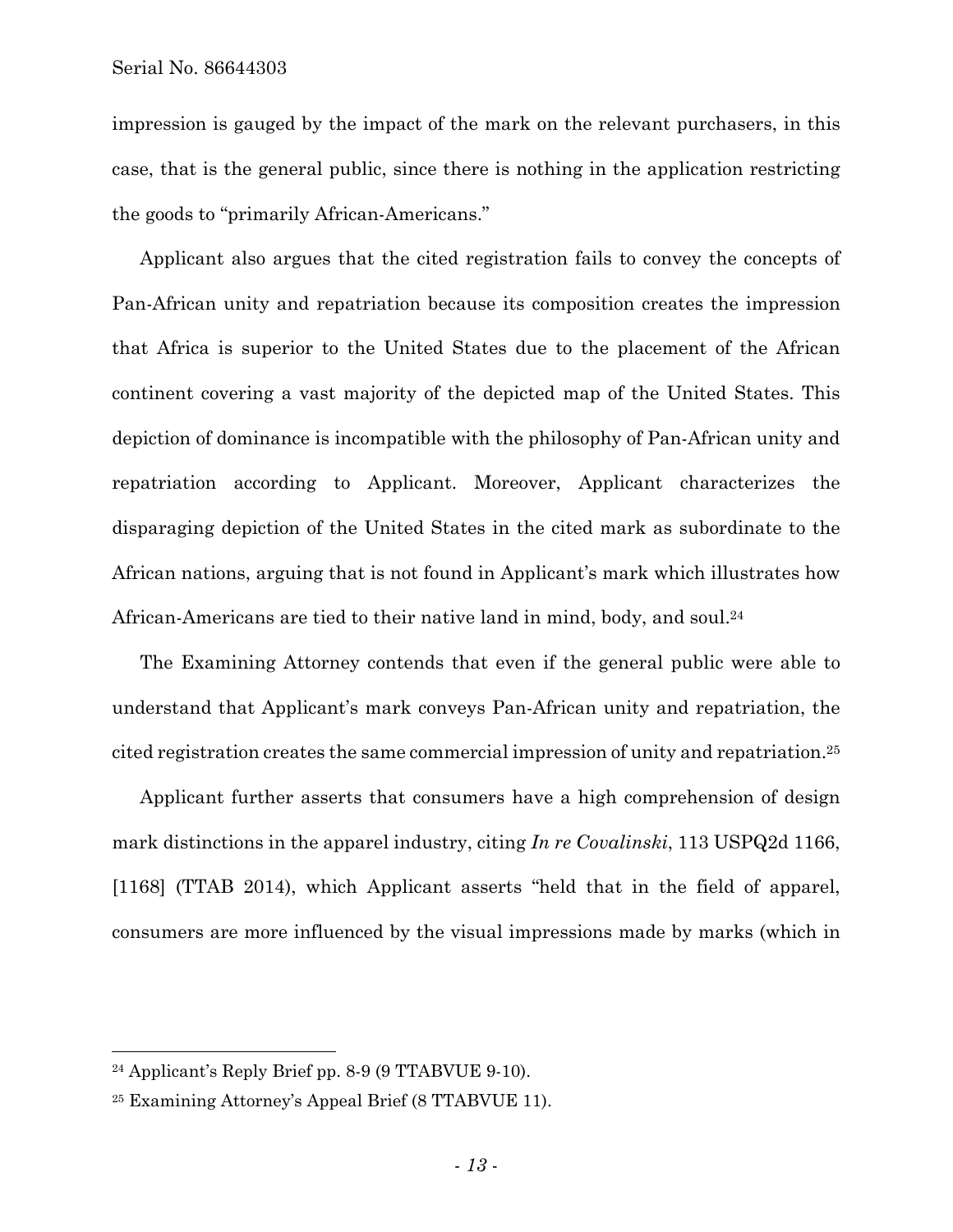impression is gauged by the impact of the mark on the relevant purchasers, in this case, that is the general public, since there is nothing in the application restricting the goods to "primarily African-Americans."

Applicant also argues that the cited registration fails to convey the concepts of Pan-African unity and repatriation because its composition creates the impression that Africa is superior to the United States due to the placement of the African continent covering a vast majority of the depicted map of the United States. This depiction of dominance is incompatible with the philosophy of Pan-African unity and repatriation according to Applicant. Moreover, Applicant characterizes the disparaging depiction of the United States in the cited mark as subordinate to the African nations, arguing that is not found in Applicant's mark which illustrates how African-Americans are tied to their native land in mind, body, and soul.[24]

The Examining Attorney contends that even if the general public were able to understand that Applicant's mark conveys Pan-African unity and repatriation, the cited registration creates the same commercial impression of unity and repatriation.[25]

Applicant further asserts that consumers have a high comprehension of design mark distinctions in the apparel industry, citing *In re Covalinski*, 113 USPQ2d 1166, [1168] (TTAB 2014), which Applicant asserts "held that in the field of apparel, consumers are more influenced by the visual impressions made by marks (which in

---

[24] Applicant's Reply Brief pp. 8-9 (9 TTABVUE 9-10).

[25] Examining Attorney's Appeal Brief (8 TTABVUE 11).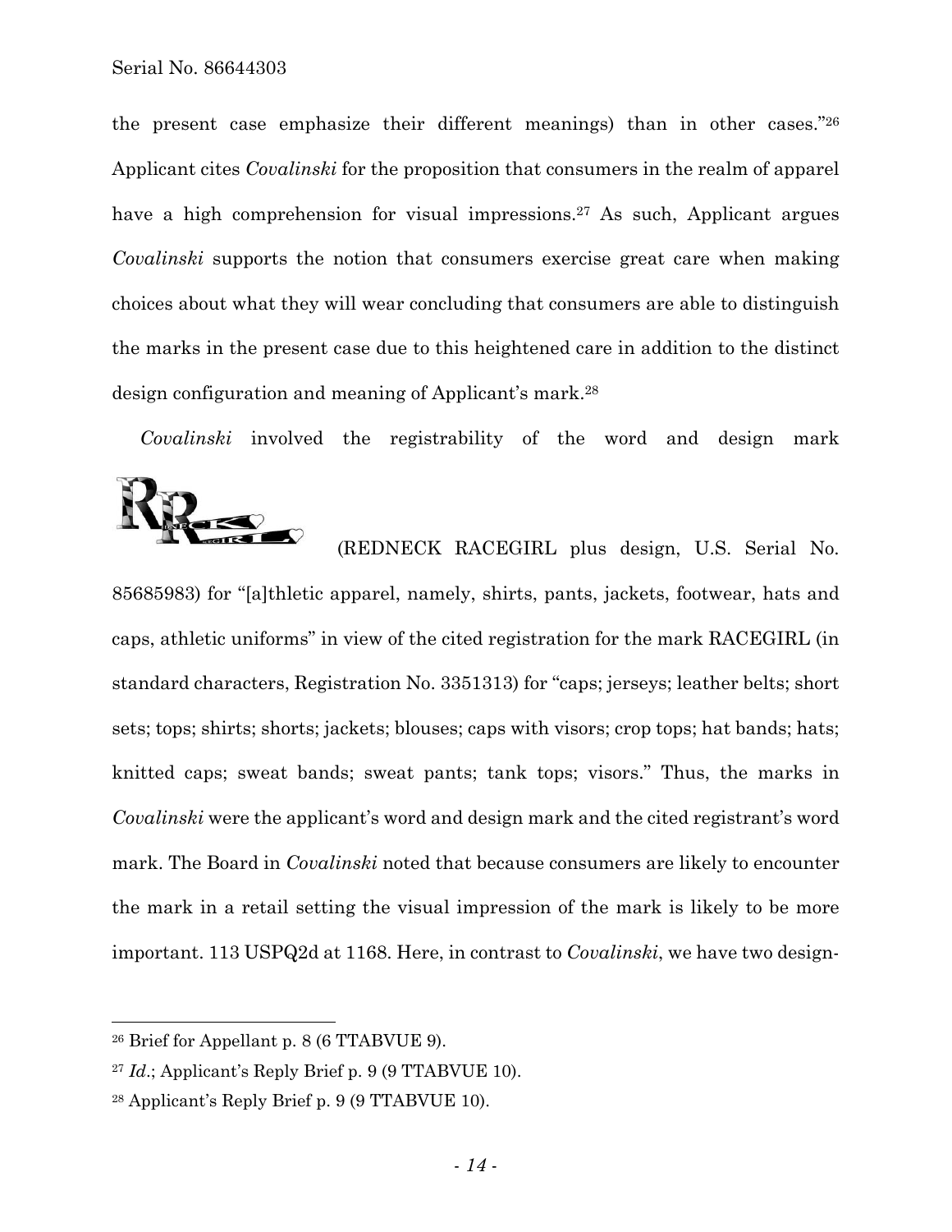the present case emphasize their different meanings) than in other cases."[26] Applicant cites *Covalinski* for the proposition that consumers in the realm of apparel have a high comprehension for visual impressions.[27] As such, Applicant argues *Covalinski* supports the notion that consumers exercise great care when making choices about what they will wear concluding that consumers are able to distinguish the marks in the present case due to this heightened care in addition to the distinct design configuration and meaning of Applicant's mark.[28]

*Covalinski* involved the registrability of the word and design mark (REDNECK RACEGIRL plus design, U.S. Serial No. 85685983) for "[a]thletic apparel, namely, shirts, pants, jackets, footwear, hats and caps, athletic uniforms" in view of the cited registration for the mark RACEGIRL (in standard characters, Registration No. 3351313) for "caps; jerseys; leather belts; short sets; tops; shirts; shorts; jackets; blouses; caps with visors; crop tops; hat bands; hats; knitted caps; sweat bands; sweat pants; tank tops; visors." Thus, the marks in *Covalinski* were the applicant's word and design mark and the cited registrant's word mark. The Board in *Covalinski* noted that because consumers are likely to encounter the mark in a retail setting the visual impression of the mark is likely to be more important. 113 USPQ2d at 1168. Here, in contrast to *Covalinski*, we have two design-

---

[26] Brief for Appellant p. 8 (6 TTABVUE 9).

[27] *Id*.; Applicant's Reply Brief p. 9 (9 TTABVUE 10).

[28] Applicant's Reply Brief p. 9 (9 TTABVUE 10).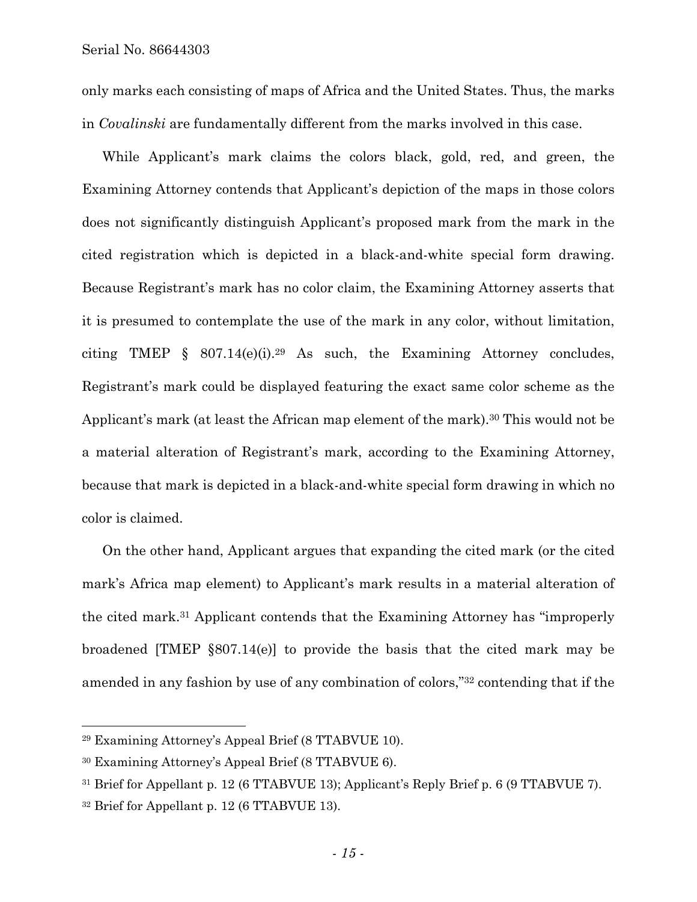only marks each consisting of maps of Africa and the United States. Thus, the marks in *Covalinski* are fundamentally different from the marks involved in this case.

While Applicant's mark claims the colors black, gold, red, and green, the Examining Attorney contends that Applicant's depiction of the maps in those colors does not significantly distinguish Applicant's proposed mark from the mark in the cited registration which is depicted in a black-and-white special form drawing. Because Registrant's mark has no color claim, the Examining Attorney asserts that it is presumed to contemplate the use of the mark in any color, without limitation, citing TMEP § 807.14(e)(i).[29] As such, the Examining Attorney concludes, Registrant's mark could be displayed featuring the exact same color scheme as the Applicant's mark (at least the African map element of the mark).[30] This would not be a material alteration of Registrant's mark, according to the Examining Attorney, because that mark is depicted in a black-and-white special form drawing in which no color is claimed.

On the other hand, Applicant argues that expanding the cited mark (or the cited mark's Africa map element) to Applicant's mark results in a material alteration of the cited mark.[31] Applicant contends that the Examining Attorney has "improperly broadened [TMEP §807.14(e)] to provide the basis that the cited mark may be amended in any fashion by use of any combination of colors,"[32] contending that if the

---

[29] Examining Attorney's Appeal Brief (8 TTABVUE 10).

[30] Examining Attorney's Appeal Brief (8 TTABVUE 6).

[31] Brief for Appellant p. 12 (6 TTABVUE 13); Applicant's Reply Brief p. 6 (9 TTABVUE 7).

[32] Brief for Appellant p. 12 (6 TTABVUE 13).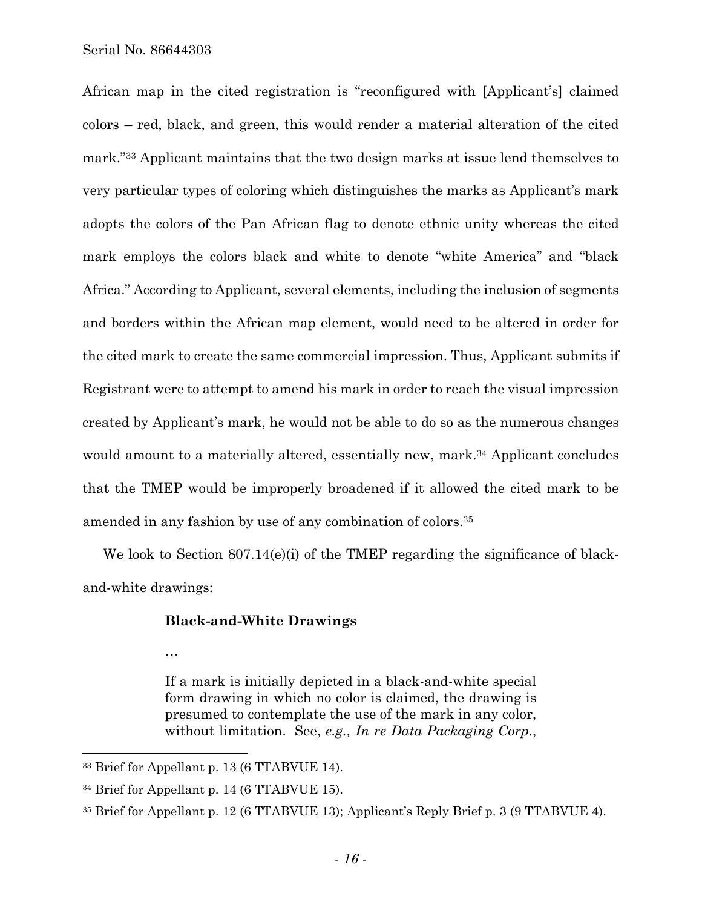African map in the cited registration is "reconfigured with [Applicant's] claimed colors – red, black, and green, this would render a material alteration of the cited mark."[33] Applicant maintains that the two design marks at issue lend themselves to very particular types of coloring which distinguishes the marks as Applicant's mark adopts the colors of the Pan African flag to denote ethnic unity whereas the cited mark employs the colors black and white to denote "white America" and "black Africa." According to Applicant, several elements, including the inclusion of segments and borders within the African map element, would need to be altered in order for the cited mark to create the same commercial impression. Thus, Applicant submits if Registrant were to attempt to amend his mark in order to reach the visual impression created by Applicant's mark, he would not be able to do so as the numerous changes would amount to a materially altered, essentially new, mark.[34] Applicant concludes that the TMEP would be improperly broadened if it allowed the cited mark to be amended in any fashion by use of any combination of colors.[35]

We look to Section 807.14(e)(i) of the TMEP regarding the significance of black-and-white drawings:

> **Black-and-White Drawings**
>
> …
>
> If a mark is initially depicted in a black-and-white special form drawing in which no color is claimed, the drawing is presumed to contemplate the use of the mark in any color, without limitation. See, *e.g., In re Data Packaging Corp.*,

---

[33] Brief for Appellant p. 13 (6 TTABVUE 14).

[34] Brief for Appellant p. 14 (6 TTABVUE 15).

[35] Brief for Appellant p. 12 (6 TTABVUE 13); Applicant's Reply Brief p. 3 (9 TTABVUE 4).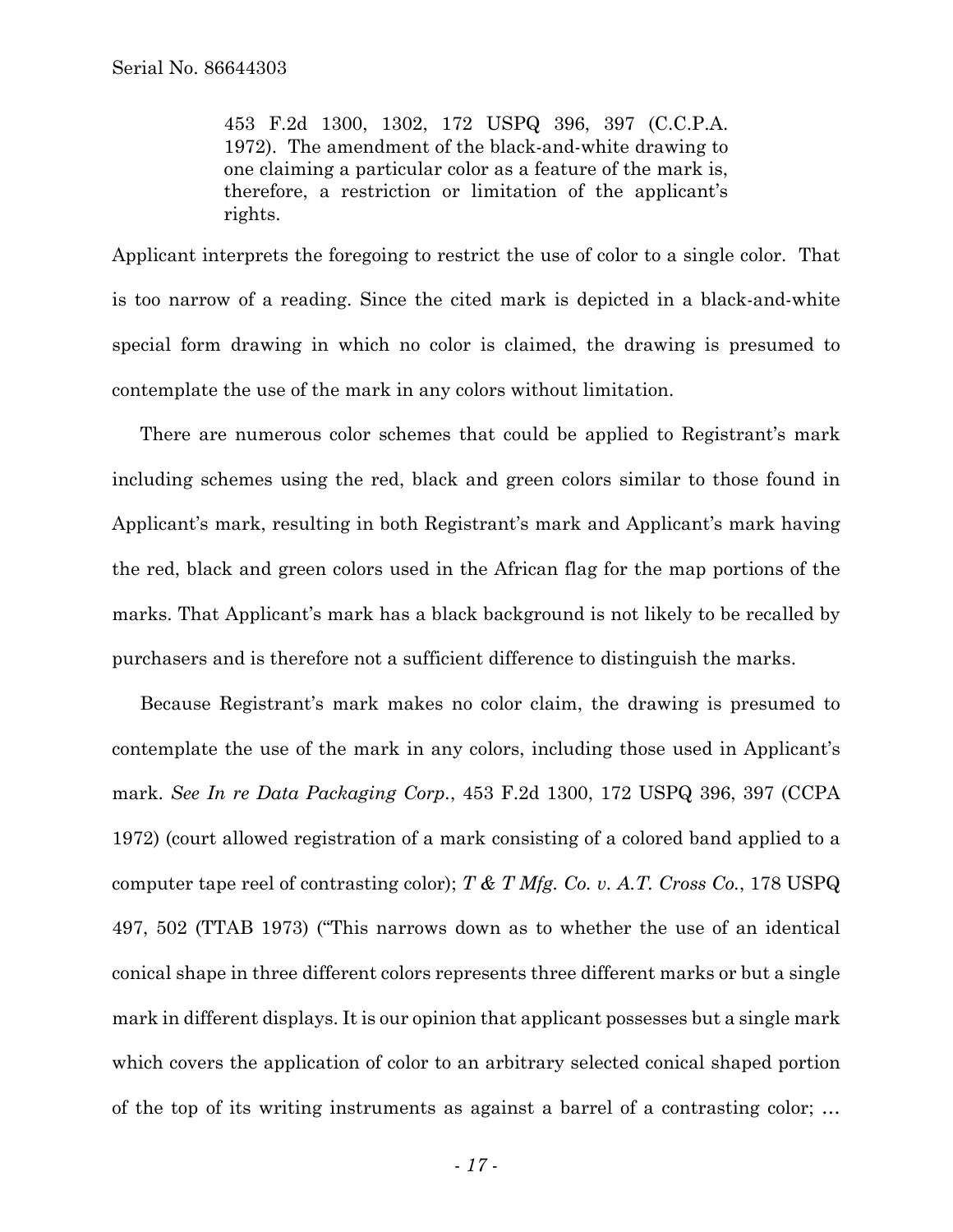> 453 F.2d 1300, 1302, 172 USPQ 396, 397 (C.C.P.A. 1972). The amendment of the black-and-white drawing to one claiming a particular color as a feature of the mark is, therefore, a restriction or limitation of the applicant's rights.

Applicant interprets the foregoing to restrict the use of color to a single color. That is too narrow of a reading. Since the cited mark is depicted in a black-and-white special form drawing in which no color is claimed, the drawing is presumed to contemplate the use of the mark in any colors without limitation.

There are numerous color schemes that could be applied to Registrant's mark including schemes using the red, black and green colors similar to those found in Applicant's mark, resulting in both Registrant's mark and Applicant's mark having the red, black and green colors used in the African flag for the map portions of the marks. That Applicant's mark has a black background is not likely to be recalled by purchasers and is therefore not a sufficient difference to distinguish the marks.

Because Registrant's mark makes no color claim, the drawing is presumed to contemplate the use of the mark in any colors, including those used in Applicant's mark. *See In re Data Packaging Corp.*, 453 F.2d 1300, 172 USPQ 396, 397 (CCPA 1972) (court allowed registration of a mark consisting of a colored band applied to a computer tape reel of contrasting color); *T & T Mfg. Co. v. A.T. Cross Co.*, 178 USPQ 497, 502 (TTAB 1973) ("This narrows down as to whether the use of an identical conical shape in three different colors represents three different marks or but a single mark in different displays. It is our opinion that applicant possesses but a single mark which covers the application of color to an arbitrary selected conical shaped portion of the top of its writing instruments as against a barrel of a contrasting color; …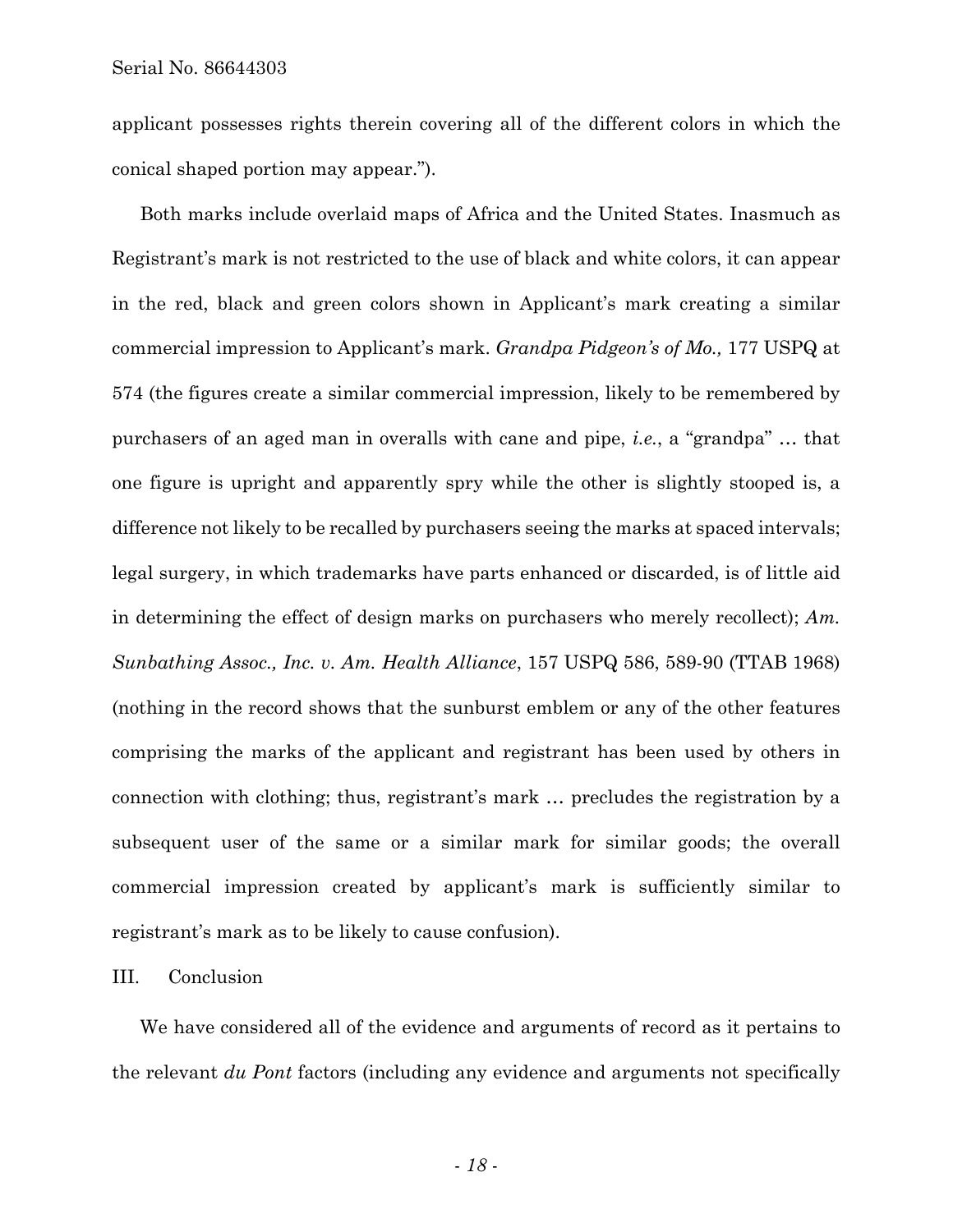applicant possesses rights therein covering all of the different colors in which the conical shaped portion may appear.").

Both marks include overlaid maps of Africa and the United States. Inasmuch as Registrant's mark is not restricted to the use of black and white colors, it can appear in the red, black and green colors shown in Applicant's mark creating a similar commercial impression to Applicant's mark. *Grandpa Pidgeon's of Mo.,* 177 USPQ at 574 (the figures create a similar commercial impression, likely to be remembered by purchasers of an aged man in overalls with cane and pipe, *i.e.*, a "grandpa" … that one figure is upright and apparently spry while the other is slightly stooped is, a difference not likely to be recalled by purchasers seeing the marks at spaced intervals; legal surgery, in which trademarks have parts enhanced or discarded, is of little aid in determining the effect of design marks on purchasers who merely recollect); *Am. Sunbathing Assoc., Inc. v. Am. Health Alliance*, 157 USPQ 586, 589-90 (TTAB 1968) (nothing in the record shows that the sunburst emblem or any of the other features comprising the marks of the applicant and registrant has been used by others in connection with clothing; thus, registrant's mark … precludes the registration by a subsequent user of the same or a similar mark for similar goods; the overall commercial impression created by applicant's mark is sufficiently similar to registrant's mark as to be likely to cause confusion).

## III. Conclusion

We have considered all of the evidence and arguments of record as it pertains to the relevant *du Pont* factors (including any evidence and arguments not specifically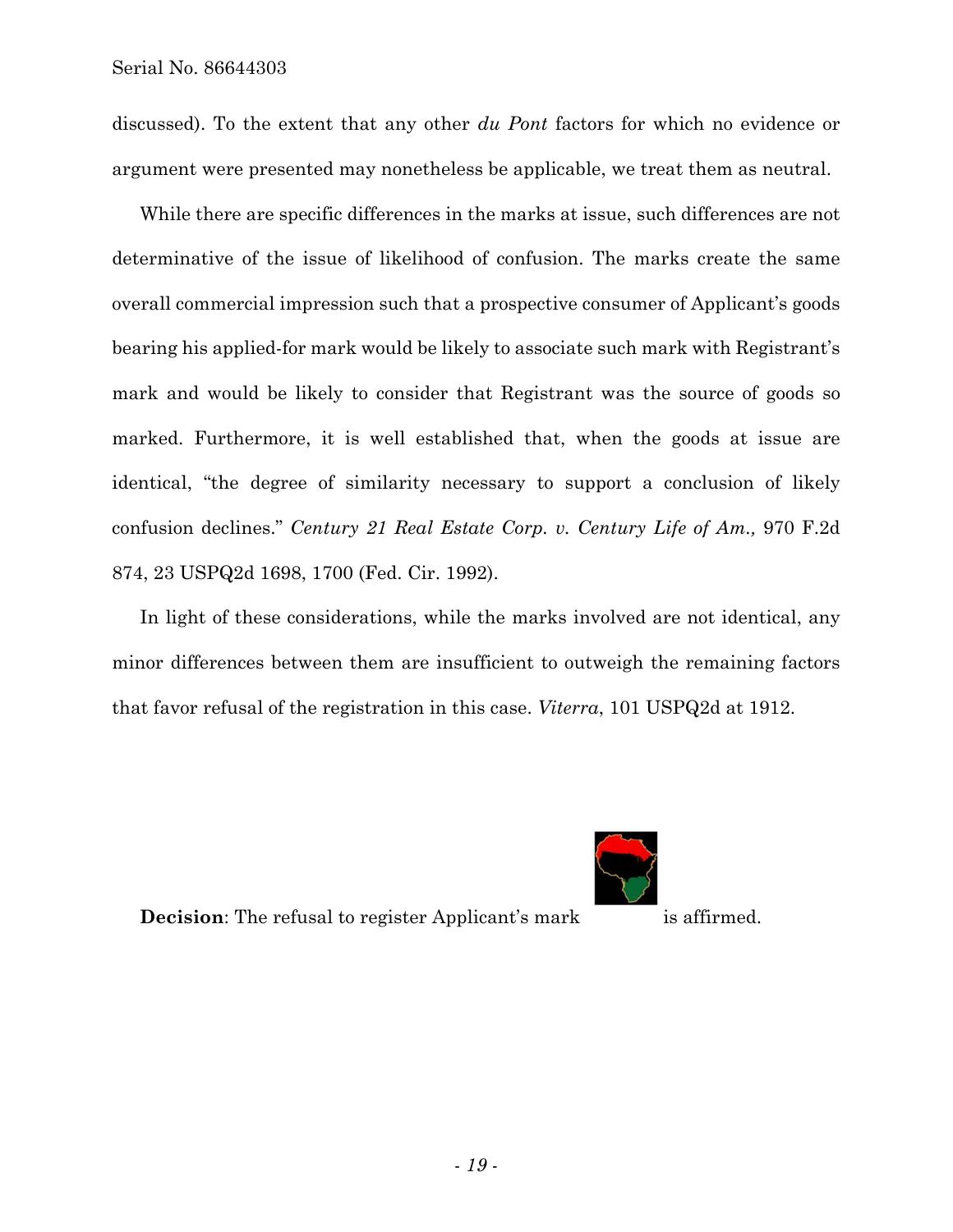discussed). To the extent that any other *du Pont* factors for which no evidence or argument were presented may nonetheless be applicable, we treat them as neutral.

While there are specific differences in the marks at issue, such differences are not determinative of the issue of likelihood of confusion. The marks create the same overall commercial impression such that a prospective consumer of Applicant's goods bearing his applied-for mark would be likely to associate such mark with Registrant's mark and would be likely to consider that Registrant was the source of goods so marked. Furthermore, it is well established that, when the goods at issue are identical, "the degree of similarity necessary to support a conclusion of likely confusion declines." *Century 21 Real Estate Corp. v. Century Life of Am.,* 970 F.2d 874, 23 USPQ2d 1698, 1700 (Fed. Cir. 1992).

In light of these considerations, while the marks involved are not identical, any minor differences between them are insufficient to outweigh the remaining factors that favor refusal of the registration in this case. *Viterra*, 101 USPQ2d at 1912.

**Decision**: The refusal to register Applicant's mark is affirmed.